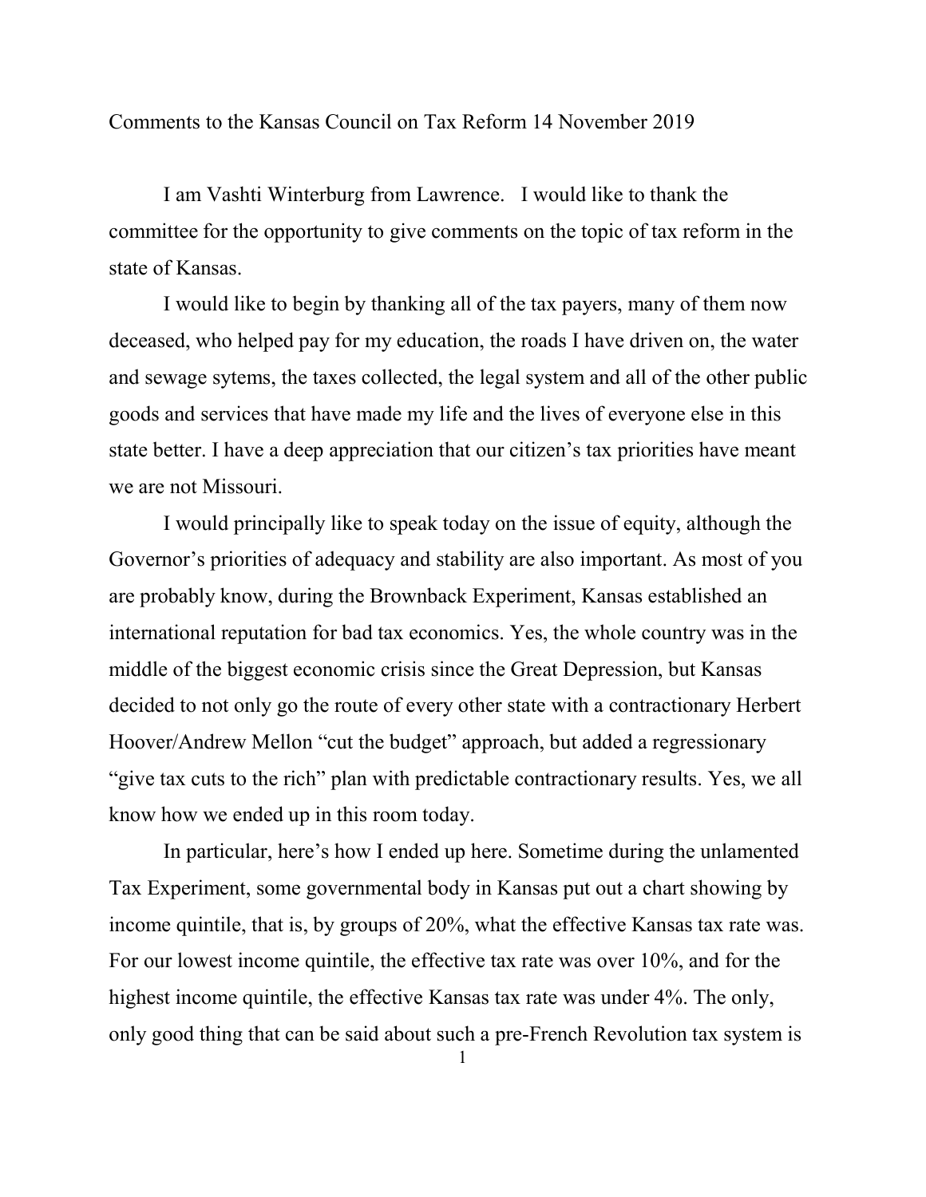Comments to the Kansas Council on Tax Reform 14 November 2019

I am Vashti Winterburg from Lawrence. I would like to thank the committee for the opportunity to give comments on the topic of tax reform in the state of Kansas.

I would like to begin by thanking all of the tax payers, many of them now deceased, who helped pay for my education, the roads I have driven on, the water and sewage sytems, the taxes collected, the legal system and all of the other public goods and services that have made my life and the lives of everyone else in this state better. I have a deep appreciation that our citizen's tax priorities have meant we are not Missouri.

I would principally like to speak today on the issue of equity, although the Governor's priorities of adequacy and stability are also important. As most of you are probably know, during the Brownback Experiment, Kansas established an international reputation for bad tax economics. Yes, the whole country was in the middle of the biggest economic crisis since the Great Depression, but Kansas decided to not only go the route of every other state with a contractionary Herbert Hoover/Andrew Mellon "cut the budget" approach, but added a regressionary "give tax cuts to the rich" plan with predictable contractionary results. Yes, we all know how we ended up in this room today.

In particular, here's how I ended up here. Sometime during the unlamented Tax Experiment, some governmental body in Kansas put out a chart showing by income quintile, that is, by groups of 20%, what the effective Kansas tax rate was. For our lowest income quintile, the effective tax rate was over 10%, and for the highest income quintile, the effective Kansas tax rate was under 4%. The only, only good thing that can be said about such a pre-French Revolution tax system is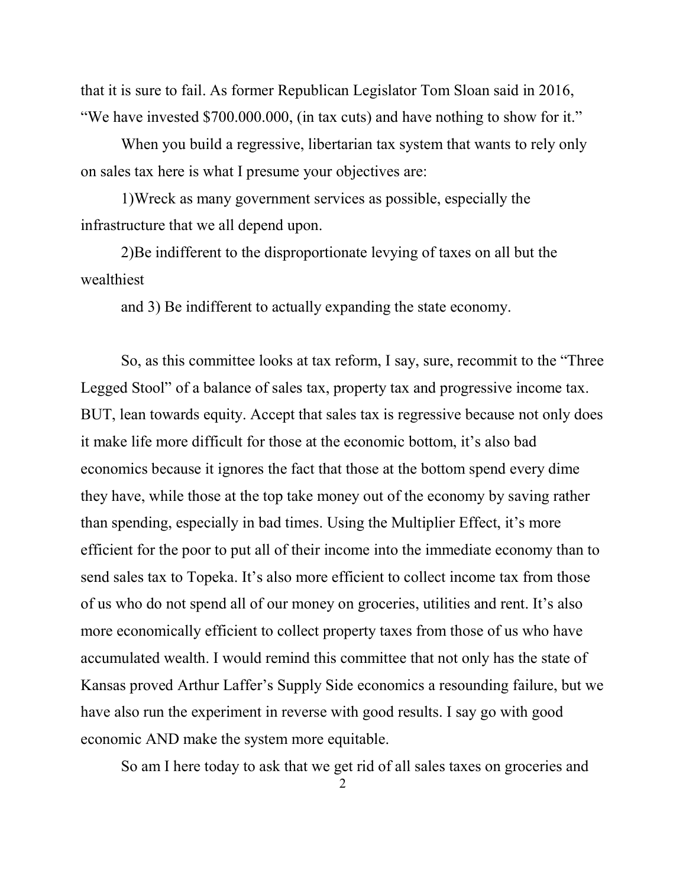that it is sure to fail. As former Republican Legislator Tom Sloan said in 2016, "We have invested $700.000.000, (in tax cuts) and have nothing to show for it."

When you build a regressive, libertarian tax system that wants to rely only on sales tax here is what I presume your objectives are:

1)Wreck as many government services as possible, especially the infrastructure that we all depend upon.

2)Be indifferent to the disproportionate levying of taxes on all but the wealthiest

and 3) Be indifferent to actually expanding the state economy.

So, as this committee looks at tax reform, I say, sure, recommit to the "Three Legged Stool" of a balance of sales tax, property tax and progressive income tax. BUT, lean towards equity. Accept that sales tax is regressive because not only does it make life more difficult for those at the economic bottom, it's also bad economics because it ignores the fact that those at the bottom spend every dime they have, while those at the top take money out of the economy by saving rather than spending, especially in bad times. Using the Multiplier Effect, it's more efficient for the poor to put all of their income into the immediate economy than to send sales tax to Topeka. It's also more efficient to collect income tax from those of us who do not spend all of our money on groceries, utilities and rent. It's also more economically efficient to collect property taxes from those of us who have accumulated wealth. I would remind this committee that not only has the state of Kansas proved Arthur Laffer's Supply Side economics a resounding failure, but we have also run the experiment in reverse with good results. I say go with good economic AND make the system more equitable.

So am I here today to ask that we get rid of all sales taxes on groceries and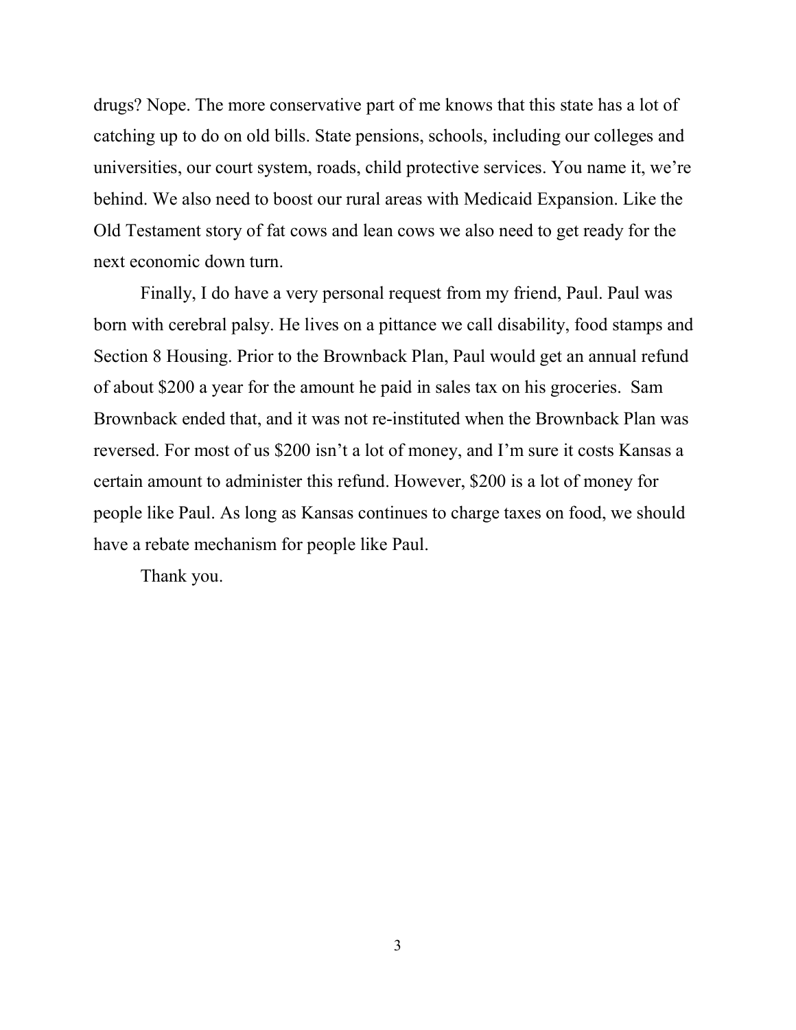drugs? Nope. The more conservative part of me knows that this state has a lot of catching up to do on old bills. State pensions, schools, including our colleges and universities, our court system, roads, child protective services. You name it, we're behind. We also need to boost our rural areas with Medicaid Expansion. Like the Old Testament story of fat cows and lean cows we also need to get ready for the next economic down turn.

Finally, I do have a very personal request from my friend, Paul. Paul was born with cerebral palsy. He lives on a pittance we call disability, food stamps and Section 8 Housing. Prior to the Brownback Plan, Paul would get an annual refund of about $200 a year for the amount he paid in sales tax on his groceries. Sam Brownback ended that, and it was not re-instituted when the Brownback Plan was reversed. For most of us $200 isn't a lot of money, and I'm sure it costs Kansas a certain amount to administer this refund. However, $200 is a lot of money for people like Paul. As long as Kansas continues to charge taxes on food, we should have a rebate mechanism for people like Paul.

Thank you.